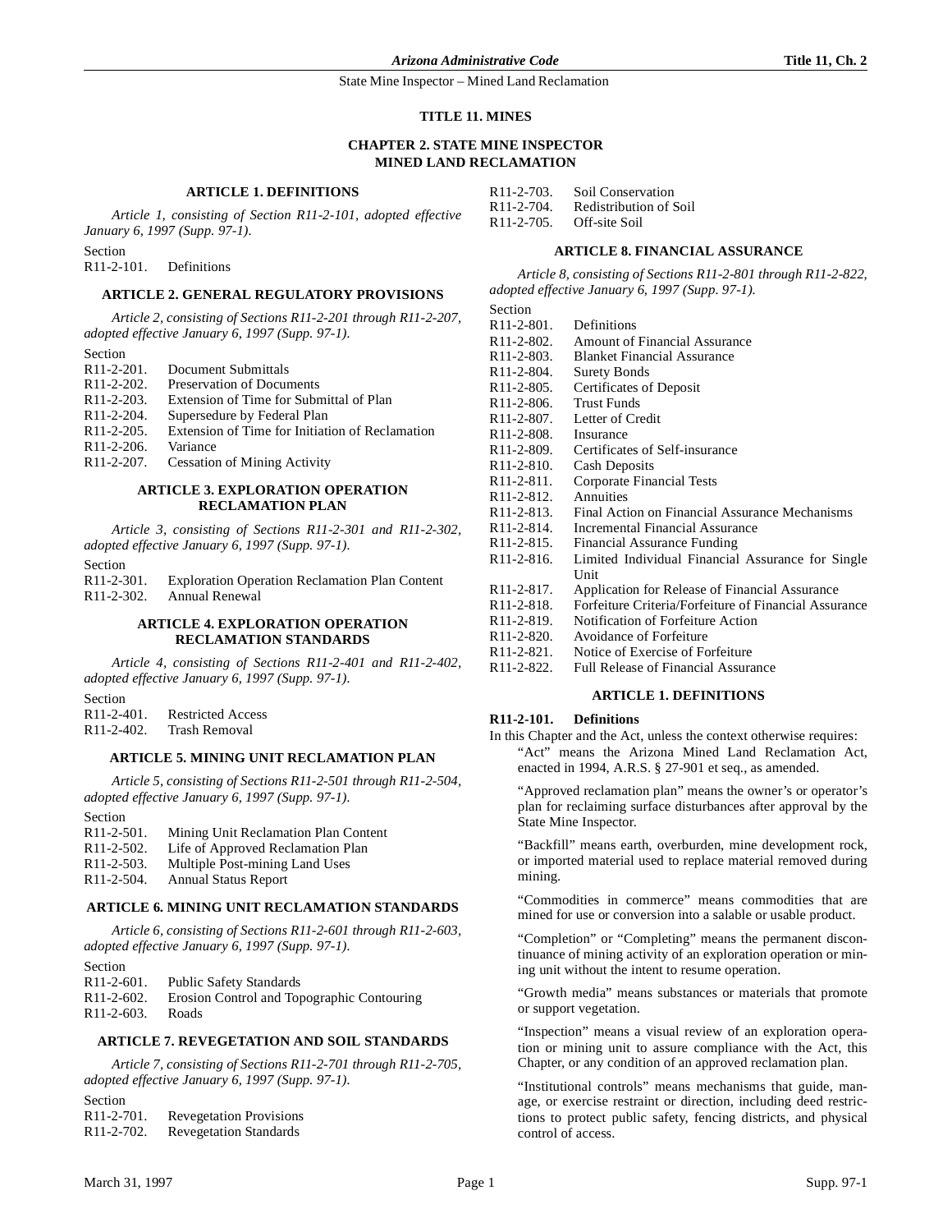# TITLE 11. MINES

## CHAPTER 2. STATE MINE INSPECTOR MINED LAND RECLAMATION

### ARTICLE 1. DEFINITIONS

*Article 1, consisting of Section R11-2-101, adopted effective January 6, 1997 (Supp. 97-1).*

Section
R11-2-101. Definitions

### ARTICLE 2. GENERAL REGULATORY PROVISIONS

*Article 2, consisting of Sections R11-2-201 through R11-2-207, adopted effective January 6, 1997 (Supp. 97-1).*

Section
R11-2-201. Document Submittals
R11-2-202. Preservation of Documents
R11-2-203. Extension of Time for Submittal of Plan
R11-2-204. Supersedure by Federal Plan
R11-2-205. Extension of Time for Initiation of Reclamation
R11-2-206. Variance
R11-2-207. Cessation of Mining Activity

### ARTICLE 3. EXPLORATION OPERATION RECLAMATION PLAN

*Article 3, consisting of Sections R11-2-301 and R11-2-302, adopted effective January 6, 1997 (Supp. 97-1).*

Section
R11-2-301. Exploration Operation Reclamation Plan Content
R11-2-302. Annual Renewal

### ARTICLE 4. EXPLORATION OPERATION RECLAMATION STANDARDS

*Article 4, consisting of Sections R11-2-401 and R11-2-402, adopted effective January 6, 1997 (Supp. 97-1).*

Section
R11-2-401. Restricted Access
R11-2-402. Trash Removal

### ARTICLE 5. MINING UNIT RECLAMATION PLAN

*Article 5, consisting of Sections R11-2-501 through R11-2-504, adopted effective January 6, 1997 (Supp. 97-1).*

Section
R11-2-501. Mining Unit Reclamation Plan Content
R11-2-502. Life of Approved Reclamation Plan
R11-2-503. Multiple Post-mining Land Uses
R11-2-504. Annual Status Report

### ARTICLE 6. MINING UNIT RECLAMATION STANDARDS

*Article 6, consisting of Sections R11-2-601 through R11-2-603, adopted effective January 6, 1997 (Supp. 97-1).*

Section
R11-2-601. Public Safety Standards
R11-2-602. Erosion Control and Topographic Contouring
R11-2-603. Roads

### ARTICLE 7. REVEGETATION AND SOIL STANDARDS

*Article 7, consisting of Sections R11-2-701 through R11-2-705, adopted effective January 6, 1997 (Supp. 97-1).*

Section
R11-2-701. Revegetation Provisions
R11-2-702. Revegetation Standards
R11-2-703. Soil Conservation
R11-2-704. Redistribution of Soil
R11-2-705. Off-site Soil

### ARTICLE 8. FINANCIAL ASSURANCE

*Article 8, consisting of Sections R11-2-801 through R11-2-822, adopted effective January 6, 1997 (Supp. 97-1).*

Section
R11-2-801. Definitions
R11-2-802. Amount of Financial Assurance
R11-2-803. Blanket Financial Assurance
R11-2-804. Surety Bonds
R11-2-805. Certificates of Deposit
R11-2-806. Trust Funds
R11-2-807. Letter of Credit
R11-2-808. Insurance
R11-2-809. Certificates of Self-insurance
R11-2-810. Cash Deposits
R11-2-811. Corporate Financial Tests
R11-2-812. Annuities
R11-2-813. Final Action on Financial Assurance Mechanisms
R11-2-814. Incremental Financial Assurance
R11-2-815. Financial Assurance Funding
R11-2-816. Limited Individual Financial Assurance for Single Unit
R11-2-817. Application for Release of Financial Assurance
R11-2-818. Forfeiture Criteria/Forfeiture of Financial Assurance
R11-2-819. Notification of Forfeiture Action
R11-2-820. Avoidance of Forfeiture
R11-2-821. Notice of Exercise of Forfeiture
R11-2-822. Full Release of Financial Assurance

### ARTICLE 1. DEFINITIONS

**R11-2-101. Definitions**

In this Chapter and the Act, unless the context otherwise requires:

"Act" means the Arizona Mined Land Reclamation Act, enacted in 1994, A.R.S. § 27-901 et seq., as amended.

"Approved reclamation plan" means the owner's or operator's plan for reclaiming surface disturbances after approval by the State Mine Inspector.

"Backfill" means earth, overburden, mine development rock, or imported material used to replace material removed during mining.

"Commodities in commerce" means commodities that are mined for use or conversion into a salable or usable product.

"Completion" or "Completing" means the permanent discontinuance of mining activity of an exploration operation or mining unit without the intent to resume operation.

"Growth media" means substances or materials that promote or support vegetation.

"Inspection" means a visual review of an exploration operation or mining unit to assure compliance with the Act, this Chapter, or any condition of an approved reclamation plan.

"Institutional controls" means mechanisms that guide, manage, or exercise restraint or direction, including deed restrictions to protect public safety, fencing districts, and physical control of access.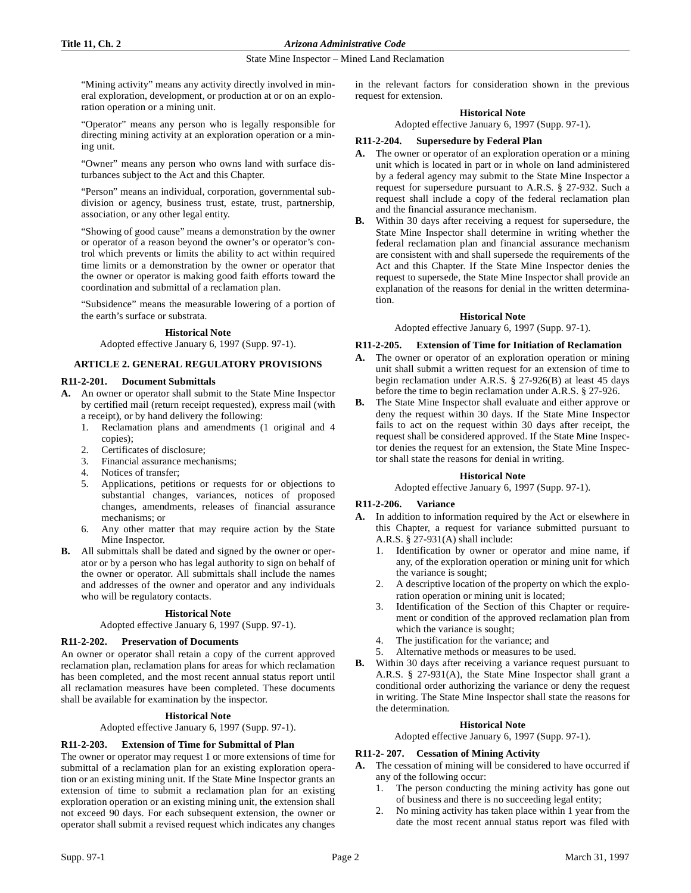"Mining activity" means any activity directly involved in mineral exploration, development, or production at or on an exploration operation or a mining unit.

"Operator" means any person who is legally responsible for directing mining activity at an exploration operation or a mining unit.

"Owner" means any person who owns land with surface disturbances subject to the Act and this Chapter.

"Person" means an individual, corporation, governmental subdivision or agency, business trust, estate, trust, partnership, association, or any other legal entity.

"Showing of good cause" means a demonstration by the owner or operator of a reason beyond the owner's or operator's control which prevents or limits the ability to act within required time limits or a demonstration by the owner or operator that the owner or operator is making good faith efforts toward the coordination and submittal of a reclamation plan.

"Subsidence" means the measurable lowering of a portion of the earth's surface or substrata.

**Historical Note**

Adopted effective January 6, 1997 (Supp. 97-1).

## ARTICLE 2. GENERAL REGULATORY PROVISIONS

### R11-2-201. Document Submittals

**A.** An owner or operator shall submit to the State Mine Inspector by certified mail (return receipt requested), express mail (with a receipt), or by hand delivery the following:
   1. Reclamation plans and amendments (1 original and 4 copies);
   2. Certificates of disclosure;
   3. Financial assurance mechanisms;
   4. Notices of transfer;
   5. Applications, petitions or requests for or objections to substantial changes, variances, notices of proposed changes, amendments, releases of financial assurance mechanisms; or
   6. Any other matter that may require action by the State Mine Inspector.

**B.** All submittals shall be dated and signed by the owner or operator or by a person who has legal authority to sign on behalf of the owner or operator. All submittals shall include the names and addresses of the owner and operator and any individuals who will be regulatory contacts.

**Historical Note**

Adopted effective January 6, 1997 (Supp. 97-1).

### R11-2-202. Preservation of Documents

An owner or operator shall retain a copy of the current approved reclamation plan, reclamation plans for areas for which reclamation has been completed, and the most recent annual status report until all reclamation measures have been completed. These documents shall be available for examination by the inspector.

**Historical Note**

Adopted effective January 6, 1997 (Supp. 97-1).

### R11-2-203. Extension of Time for Submittal of Plan

The owner or operator may request 1 or more extensions of time for submittal of a reclamation plan for an existing exploration operation or an existing mining unit. If the State Mine Inspector grants an extension of time to submit a reclamation plan for an existing exploration operation or an existing mining unit, the extension shall not exceed 90 days. For each subsequent extension, the owner or operator shall submit a revised request which indicates any changes in the relevant factors for consideration shown in the previous request for extension.

**Historical Note**

Adopted effective January 6, 1997 (Supp. 97-1).

### R11-2-204. Supersedure by Federal Plan

**A.** The owner or operator of an exploration operation or a mining unit which is located in part or in whole on land administered by a federal agency may submit to the State Mine Inspector a request for supersedure pursuant to A.R.S. § 27-932. Such a request shall include a copy of the federal reclamation plan and the financial assurance mechanism.

**B.** Within 30 days after receiving a request for supersedure, the State Mine Inspector shall determine in writing whether the federal reclamation plan and financial assurance mechanism are consistent with and shall supersede the requirements of the Act and this Chapter. If the State Mine Inspector denies the request to supersede, the State Mine Inspector shall provide an explanation of the reasons for denial in the written determination.

**Historical Note**

Adopted effective January 6, 1997 (Supp. 97-1).

### R11-2-205. Extension of Time for Initiation of Reclamation

**A.** The owner or operator of an exploration operation or mining unit shall submit a written request for an extension of time to begin reclamation under A.R.S. § 27-926(B) at least 45 days before the time to begin reclamation under A.R.S. § 27-926.

**B.** The State Mine Inspector shall evaluate and either approve or deny the request within 30 days. If the State Mine Inspector fails to act on the request within 30 days after receipt, the request shall be considered approved. If the State Mine Inspector denies the request for an extension, the State Mine Inspector shall state the reasons for denial in writing.

**Historical Note**

Adopted effective January 6, 1997 (Supp. 97-1).

### R11-2-206. Variance

**A.** In addition to information required by the Act or elsewhere in this Chapter, a request for variance submitted pursuant to A.R.S. § 27-931(A) shall include:
   1. Identification by owner or operator and mine name, if any, of the exploration operation or mining unit for which the variance is sought;
   2. A descriptive location of the property on which the exploration operation or mining unit is located;
   3. Identification of the Section of this Chapter or requirement or condition of the approved reclamation plan from which the variance is sought;
   4. The justification for the variance; and
   5. Alternative methods or measures to be used.

**B.** Within 30 days after receiving a variance request pursuant to A.R.S. § 27-931(A), the State Mine Inspector shall grant a conditional order authorizing the variance or deny the request in writing. The State Mine Inspector shall state the reasons for the determination.

**Historical Note**

Adopted effective January 6, 1997 (Supp. 97-1).

### R11-2- 207. Cessation of Mining Activity

**A.** The cessation of mining will be considered to have occurred if any of the following occur:
   1. The person conducting the mining activity has gone out of business and there is no succeeding legal entity;
   2. No mining activity has taken place within 1 year from the date the most recent annual status report was filed with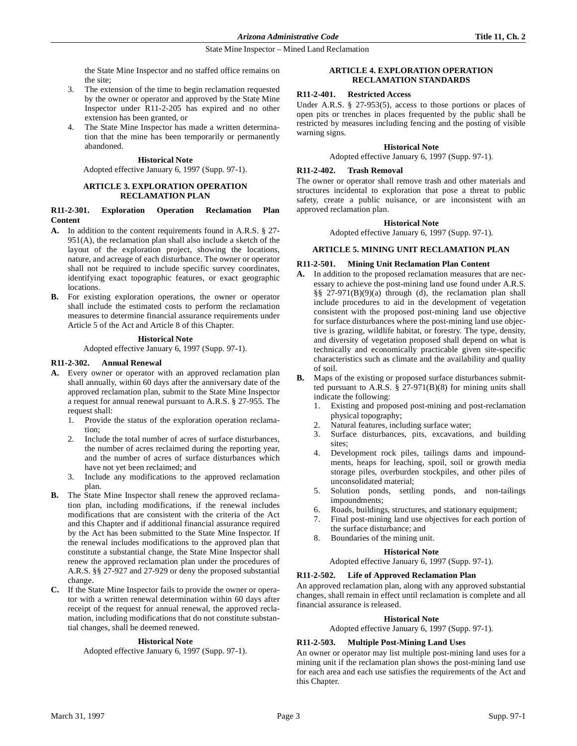the State Mine Inspector and no staffed office remains on the site;

3. The extension of the time to begin reclamation requested by the owner or operator and approved by the State Mine Inspector under R11-2-205 has expired and no other extension has been granted, or
4. The State Mine Inspector has made a written determination that the mine has been temporarily or permanently abandoned.

**Historical Note**

Adopted effective January 6, 1997 (Supp. 97-1).

## ARTICLE 3. EXPLORATION OPERATION RECLAMATION PLAN

**R11-2-301. Exploration Operation Reclamation Plan Content**

**A.** In addition to the content requirements found in A.R.S. § 27-951(A), the reclamation plan shall also include a sketch of the layout of the exploration project, showing the locations, nature, and acreage of each disturbance. The owner or operator shall not be required to include specific survey coordinates, identifying exact topographic features, or exact geographic locations.

**B.** For existing exploration operations, the owner or operator shall include the estimated costs to perform the reclamation measures to determine financial assurance requirements under Article 5 of the Act and Article 8 of this Chapter.

**Historical Note**

Adopted effective January 6, 1997 (Supp. 97-1).

**R11-2-302. Annual Renewal**

**A.** Every owner or operator with an approved reclamation plan shall annually, within 60 days after the anniversary date of the approved reclamation plan, submit to the State Mine Inspector a request for annual renewal pursuant to A.R.S. § 27-955. The request shall:
   1. Provide the status of the exploration operation reclamation;
   2. Include the total number of acres of surface disturbances, the number of acres reclaimed during the reporting year, and the number of acres of surface disturbances which have not yet been reclaimed; and
   3. Include any modifications to the approved reclamation plan.

**B.** The State Mine Inspector shall renew the approved reclamation plan, including modifications, if the renewal includes modifications that are consistent with the criteria of the Act and this Chapter and if additional financial assurance required by the Act has been submitted to the State Mine Inspector. If the renewal includes modifications to the approved plan that constitute a substantial change, the State Mine Inspector shall renew the approved reclamation plan under the procedures of A.R.S. §§ 27-927 and 27-929 or deny the proposed substantial change.

**C.** If the State Mine Inspector fails to provide the owner or operator with a written renewal determination within 60 days after receipt of the request for annual renewal, the approved reclamation, including modifications that do not constitute substantial changes, shall be deemed renewed.

**Historical Note**

Adopted effective January 6, 1997 (Supp. 97-1).

## ARTICLE 4. EXPLORATION OPERATION RECLAMATION STANDARDS

**R11-2-401. Restricted Access**

Under A.R.S. § 27-953(5), access to those portions or places of open pits or trenches in places frequented by the public shall be restricted by measures including fencing and the posting of visible warning signs.

**Historical Note**

Adopted effective January 6, 1997 (Supp. 97-1).

**R11-2-402. Trash Removal**

The owner or operator shall remove trash and other materials and structures incidental to exploration that pose a threat to public safety, create a public nuisance, or are inconsistent with an approved reclamation plan.

**Historical Note**

Adopted effective January 6, 1997 (Supp. 97-1).

## ARTICLE 5. MINING UNIT RECLAMATION PLAN

**R11-2-501. Mining Unit Reclamation Plan Content**

**A.** In addition to the proposed reclamation measures that are necessary to achieve the post-mining land use found under A.R.S. §§ 27-971(B)(9)(a) through (d), the reclamation plan shall include procedures to aid in the development of vegetation consistent with the proposed post-mining land use objective for surface disturbances where the post-mining land use objective is grazing, wildlife habitat, or forestry. The type, density, and diversity of vegetation proposed shall depend on what is technically and economically practicable given site-specific characteristics such as climate and the availability and quality of soil.

**B.** Maps of the existing or proposed surface disturbances submitted pursuant to A.R.S. § 27-971(B)(8) for mining units shall indicate the following:
   1. Existing and proposed post-mining and post-reclamation physical topography;
   2. Natural features, including surface water;
   3. Surface disturbances, pits, excavations, and building sites;
   4. Development rock piles, tailings dams and impoundments, heaps for leaching, spoil, soil or growth media storage piles, overburden stockpiles, and other piles of unconsolidated material;
   5. Solution ponds, settling ponds, and non-tailings impoundments;
   6. Roads, buildings, structures, and stationary equipment;
   7. Final post-mining land use objectives for each portion of the surface disturbance; and
   8. Boundaries of the mining unit.

**Historical Note**

Adopted effective January 6, 1997 (Supp. 97-1).

**R11-2-502. Life of Approved Reclamation Plan**

An approved reclamation plan, along with any approved substantial changes, shall remain in effect until reclamation is complete and all financial assurance is released.

**Historical Note**

Adopted effective January 6, 1997 (Supp. 97-1).

**R11-2-503. Multiple Post-Mining Land Uses**

An owner or operator may list multiple post-mining land uses for a mining unit if the reclamation plan shows the post-mining land use for each area and each use satisfies the requirements of the Act and this Chapter.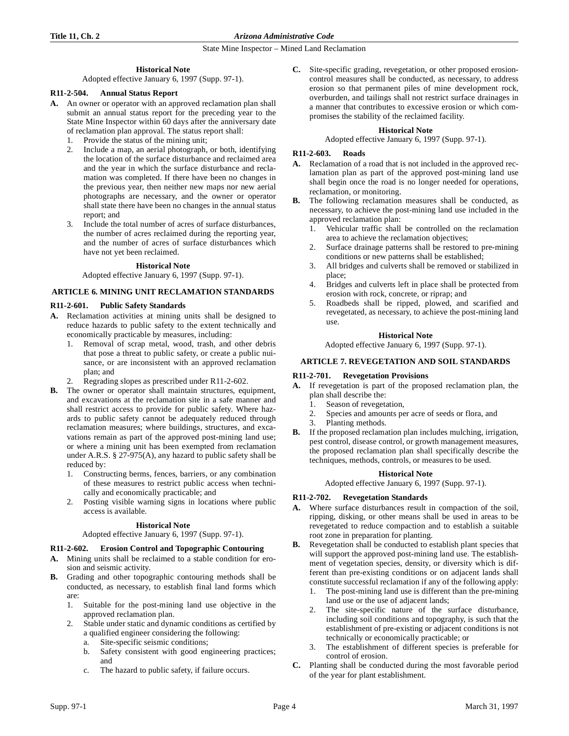**Historical Note**

Adopted effective January 6, 1997 (Supp. 97-1).

**R11-2-504. Annual Status Report**

**A.** An owner or operator with an approved reclamation plan shall submit an annual status report for the preceding year to the State Mine Inspector within 60 days after the anniversary date of reclamation plan approval. The status report shall:

1. Provide the status of the mining unit;
2. Include a map, an aerial photograph, or both, identifying the location of the surface disturbance and reclaimed area and the year in which the surface disturbance and reclamation was completed. If there have been no changes in the previous year, then neither new maps nor new aerial photographs are necessary, and the owner or operator shall state there have been no changes in the annual status report; and
3. Include the total number of acres of surface disturbances, the number of acres reclaimed during the reporting year, and the number of acres of surface disturbances which have not yet been reclaimed.

**Historical Note**

Adopted effective January 6, 1997 (Supp. 97-1).

## ARTICLE 6. MINING UNIT RECLAMATION STANDARDS

**R11-2-601. Public Safety Standards**

**A.** Reclamation activities at mining units shall be designed to reduce hazards to public safety to the extent technically and economically practicable by measures, including:

1. Removal of scrap metal, wood, trash, and other debris that pose a threat to public safety, or create a public nuisance, or are inconsistent with an approved reclamation plan; and
2. Regrading slopes as prescribed under R11-2-602.

**B.** The owner or operator shall maintain structures, equipment, and excavations at the reclamation site in a safe manner and shall restrict access to provide for public safety. Where hazards to public safety cannot be adequately reduced through reclamation measures; where buildings, structures, and excavations remain as part of the approved post-mining land use; or where a mining unit has been exempted from reclamation under A.R.S. § 27-975(A), any hazard to public safety shall be reduced by:

1. Constructing berms, fences, barriers, or any combination of these measures to restrict public access when technically and economically practicable; and
2. Posting visible warning signs in locations where public access is available.

**Historical Note**

Adopted effective January 6, 1997 (Supp. 97-1).

**R11-2-602. Erosion Control and Topographic Contouring**

**A.** Mining units shall be reclaimed to a stable condition for erosion and seismic activity.

**B.** Grading and other topographic contouring methods shall be conducted, as necessary, to establish final land forms which are:

1. Suitable for the post-mining land use objective in the approved reclamation plan.
2. Stable under static and dynamic conditions as certified by a qualified engineer considering the following:
   a. Site-specific seismic conditions;
   b. Safety consistent with good engineering practices; and
   c. The hazard to public safety, if failure occurs.

**C.** Site-specific grading, revegetation, or other proposed erosion-control measures shall be conducted, as necessary, to address erosion so that permanent piles of mine development rock, overburden, and tailings shall not restrict surface drainages in a manner that contributes to excessive erosion or which compromises the stability of the reclaimed facility.

**Historical Note**

Adopted effective January 6, 1997 (Supp. 97-1).

**R11-2-603. Roads**

**A.** Reclamation of a road that is not included in the approved reclamation plan as part of the approved post-mining land use shall begin once the road is no longer needed for operations, reclamation, or monitoring.

**B.** The following reclamation measures shall be conducted, as necessary, to achieve the post-mining land use included in the approved reclamation plan:

1. Vehicular traffic shall be controlled on the reclamation area to achieve the reclamation objectives;
2. Surface drainage patterns shall be restored to pre-mining conditions or new patterns shall be established;
3. All bridges and culverts shall be removed or stabilized in place;
4. Bridges and culverts left in place shall be protected from erosion with rock, concrete, or riprap; and
5. Roadbeds shall be ripped, plowed, and scarified and revegetated, as necessary, to achieve the post-mining land use.

**Historical Note**

Adopted effective January 6, 1997 (Supp. 97-1).

## ARTICLE 7. REVEGETATION AND SOIL STANDARDS

**R11-2-701. Revegetation Provisions**

**A.** If revegetation is part of the proposed reclamation plan, the plan shall describe the:

1. Season of revegetation,
2. Species and amounts per acre of seeds or flora, and
3. Planting methods.

**B.** If the proposed reclamation plan includes mulching, irrigation, pest control, disease control, or growth management measures, the proposed reclamation plan shall specifically describe the techniques, methods, controls, or measures to be used.

**Historical Note**

Adopted effective January 6, 1997 (Supp. 97-1).

**R11-2-702. Revegetation Standards**

**A.** Where surface disturbances result in compaction of the soil, ripping, disking, or other means shall be used in areas to be revegetated to reduce compaction and to establish a suitable root zone in preparation for planting.

**B.** Revegetation shall be conducted to establish plant species that will support the approved post-mining land use. The establishment of vegetation species, density, or diversity which is different than pre-existing conditions or on adjacent lands shall constitute successful reclamation if any of the following apply:

1. The post-mining land use is different than the pre-mining land use or the use of adjacent lands;
2. The site-specific nature of the surface disturbance, including soil conditions and topography, is such that the establishment of pre-existing or adjacent conditions is not technically or economically practicable; or
3. The establishment of different species is preferable for control of erosion.

**C.** Planting shall be conducted during the most favorable period of the year for plant establishment.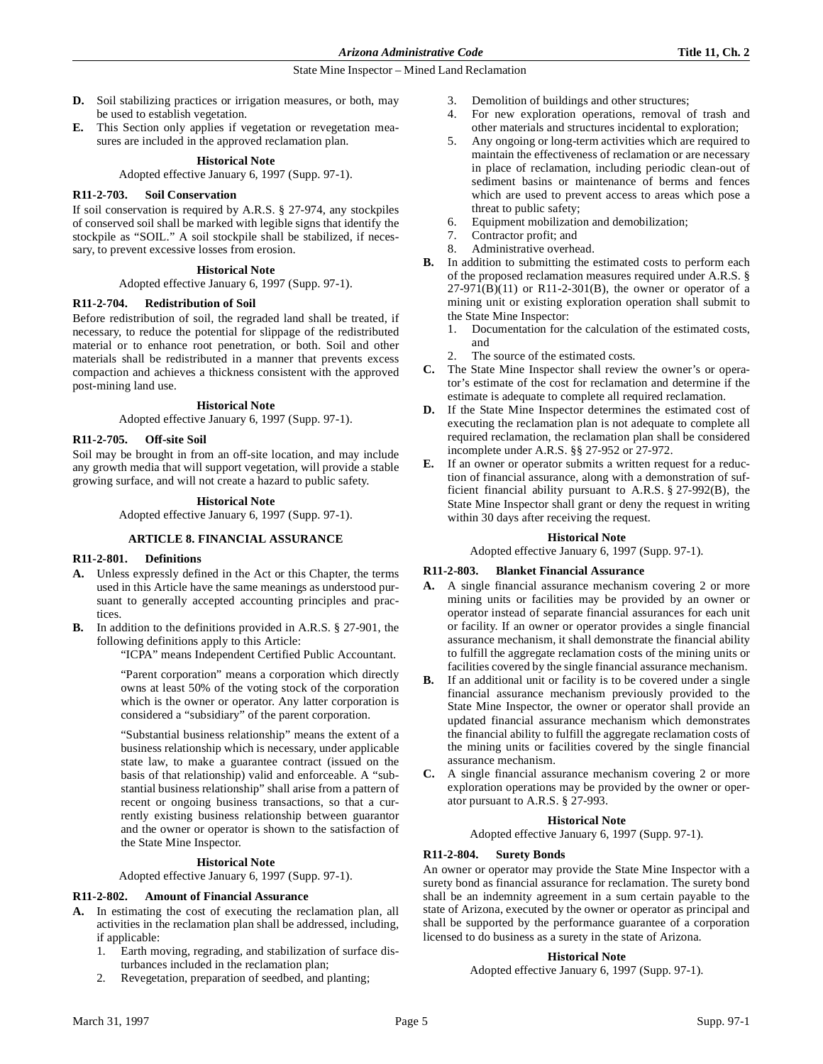**D.** Soil stabilizing practices or irrigation measures, or both, may be used to establish vegetation.

**E.** This Section only applies if vegetation or revegetation measures are included in the approved reclamation plan.

**Historical Note**

Adopted effective January 6, 1997 (Supp. 97-1).

### R11-2-703. Soil Conservation

If soil conservation is required by A.R.S. § 27-974, any stockpiles of conserved soil shall be marked with legible signs that identify the stockpile as "SOIL." A soil stockpile shall be stabilized, if necessary, to prevent excessive losses from erosion.

**Historical Note**

Adopted effective January 6, 1997 (Supp. 97-1).

### R11-2-704. Redistribution of Soil

Before redistribution of soil, the regraded land shall be treated, if necessary, to reduce the potential for slippage of the redistributed material or to enhance root penetration, or both. Soil and other materials shall be redistributed in a manner that prevents excess compaction and achieves a thickness consistent with the approved post-mining land use.

**Historical Note**

Adopted effective January 6, 1997 (Supp. 97-1).

### R11-2-705. Off-site Soil

Soil may be brought in from an off-site location, and may include any growth media that will support vegetation, will provide a stable growing surface, and will not create a hazard to public safety.

**Historical Note**

Adopted effective January 6, 1997 (Supp. 97-1).

## ARTICLE 8. FINANCIAL ASSURANCE

### R11-2-801. Definitions

**A.** Unless expressly defined in the Act or this Chapter, the terms used in this Article have the same meanings as understood pursuant to generally accepted accounting principles and practices.

**B.** In addition to the definitions provided in A.R.S. § 27-901, the following definitions apply to this Article:

"ICPA" means Independent Certified Public Accountant.

"Parent corporation" means a corporation which directly owns at least 50% of the voting stock of the corporation which is the owner or operator. Any latter corporation is considered a "subsidiary" of the parent corporation.

"Substantial business relationship" means the extent of a business relationship which is necessary, under applicable state law, to make a guarantee contract (issued on the basis of that relationship) valid and enforceable. A "substantial business relationship" shall arise from a pattern of recent or ongoing business transactions, so that a currently existing business relationship between guarantor and the owner or operator is shown to the satisfaction of the State Mine Inspector.

**Historical Note**

Adopted effective January 6, 1997 (Supp. 97-1).

### R11-2-802. Amount of Financial Assurance

**A.** In estimating the cost of executing the reclamation plan, all activities in the reclamation plan shall be addressed, including, if applicable:

1. Earth moving, regrading, and stabilization of surface disturbances included in the reclamation plan;
2. Revegetation, preparation of seedbed, and planting;
3. Demolition of buildings and other structures;
4. For new exploration operations, removal of trash and other materials and structures incidental to exploration;
5. Any ongoing or long-term activities which are required to maintain the effectiveness of reclamation or are necessary in place of reclamation, including periodic clean-out of sediment basins or maintenance of berms and fences which are used to prevent access to areas which pose a threat to public safety;
6. Equipment mobilization and demobilization;
7. Contractor profit; and
8. Administrative overhead.

**B.** In addition to submitting the estimated costs to perform each of the proposed reclamation measures required under A.R.S. § 27-971(B)(11) or R11-2-301(B), the owner or operator of a mining unit or existing exploration operation shall submit to the State Mine Inspector:

1. Documentation for the calculation of the estimated costs, and
2. The source of the estimated costs.

**C.** The State Mine Inspector shall review the owner's or operator's estimate of the cost for reclamation and determine if the estimate is adequate to complete all required reclamation.

**D.** If the State Mine Inspector determines the estimated cost of executing the reclamation plan is not adequate to complete all required reclamation, the reclamation plan shall be considered incomplete under A.R.S. §§ 27-952 or 27-972.

**E.** If an owner or operator submits a written request for a reduction of financial assurance, along with a demonstration of sufficient financial ability pursuant to A.R.S. § 27-992(B), the State Mine Inspector shall grant or deny the request in writing within 30 days after receiving the request.

**Historical Note**

Adopted effective January 6, 1997 (Supp. 97-1).

### R11-2-803. Blanket Financial Assurance

**A.** A single financial assurance mechanism covering 2 or more mining units or facilities may be provided by an owner or operator instead of separate financial assurances for each unit or facility. If an owner or operator provides a single financial assurance mechanism, it shall demonstrate the financial ability to fulfill the aggregate reclamation costs of the mining units or facilities covered by the single financial assurance mechanism.

**B.** If an additional unit or facility is to be covered under a single financial assurance mechanism previously provided to the State Mine Inspector, the owner or operator shall provide an updated financial assurance mechanism which demonstrates the financial ability to fulfill the aggregate reclamation costs of the mining units or facilities covered by the single financial assurance mechanism.

**C.** A single financial assurance mechanism covering 2 or more exploration operations may be provided by the owner or operator pursuant to A.R.S. § 27-993.

**Historical Note**

Adopted effective January 6, 1997 (Supp. 97-1).

### R11-2-804. Surety Bonds

An owner or operator may provide the State Mine Inspector with a surety bond as financial assurance for reclamation. The surety bond shall be an indemnity agreement in a sum certain payable to the state of Arizona, executed by the owner or operator as principal and shall be supported by the performance guarantee of a corporation licensed to do business as a surety in the state of Arizona.

**Historical Note**

Adopted effective January 6, 1997 (Supp. 97-1).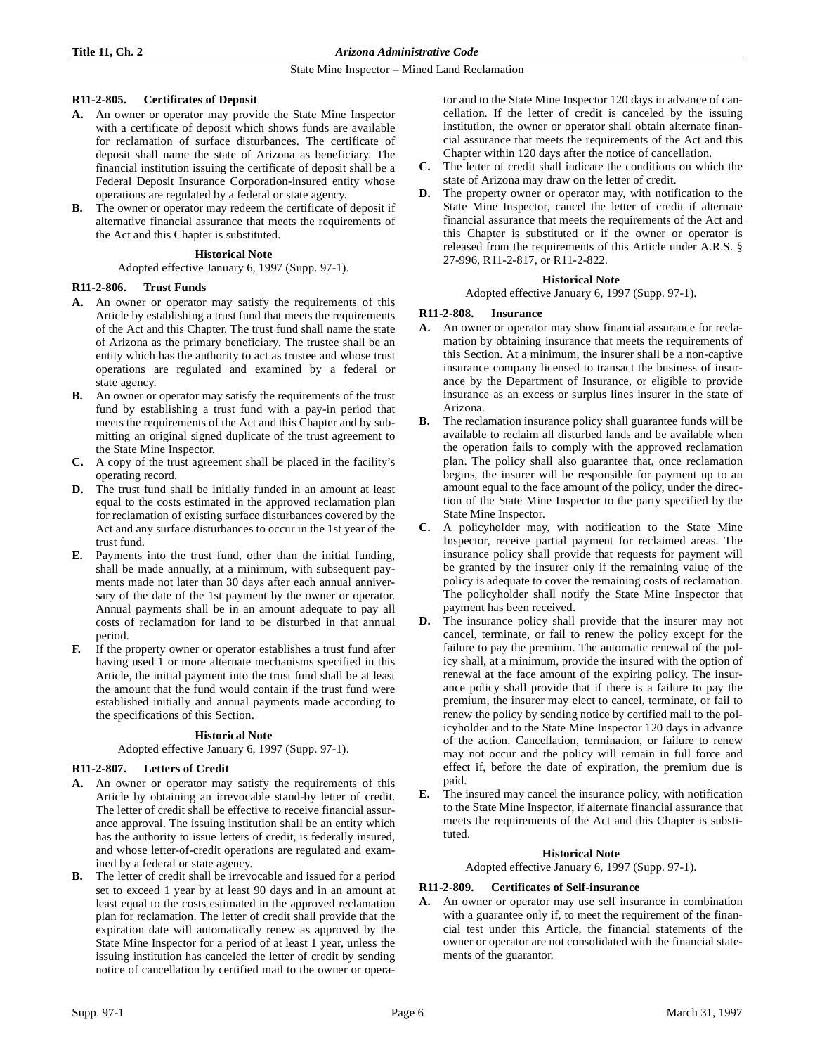### R11-2-805. Certificates of Deposit

**A.** An owner or operator may provide the State Mine Inspector with a certificate of deposit which shows funds are available for reclamation of surface disturbances. The certificate of deposit shall name the state of Arizona as beneficiary. The financial institution issuing the certificate of deposit shall be a Federal Deposit Insurance Corporation-insured entity whose operations are regulated by a federal or state agency.

**B.** The owner or operator may redeem the certificate of deposit if alternative financial assurance that meets the requirements of the Act and this Chapter is substituted.

**Historical Note**

Adopted effective January 6, 1997 (Supp. 97-1).

### R11-2-806. Trust Funds

**A.** An owner or operator may satisfy the requirements of this Article by establishing a trust fund that meets the requirements of the Act and this Chapter. The trust fund shall name the state of Arizona as the primary beneficiary. The trustee shall be an entity which has the authority to act as trustee and whose trust operations are regulated and examined by a federal or state agency.

**B.** An owner or operator may satisfy the requirements of the trust fund by establishing a trust fund with a pay-in period that meets the requirements of the Act and this Chapter and by submitting an original signed duplicate of the trust agreement to the State Mine Inspector.

**C.** A copy of the trust agreement shall be placed in the facility's operating record.

**D.** The trust fund shall be initially funded in an amount at least equal to the costs estimated in the approved reclamation plan for reclamation of existing surface disturbances covered by the Act and any surface disturbances to occur in the 1st year of the trust fund.

**E.** Payments into the trust fund, other than the initial funding, shall be made annually, at a minimum, with subsequent payments made not later than 30 days after each annual anniversary of the date of the 1st payment by the owner or operator. Annual payments shall be in an amount adequate to pay all costs of reclamation for land to be disturbed in that annual period.

**F.** If the property owner or operator establishes a trust fund after having used 1 or more alternate mechanisms specified in this Article, the initial payment into the trust fund shall be at least the amount that the fund would contain if the trust fund were established initially and annual payments made according to the specifications of this Section.

**Historical Note**

Adopted effective January 6, 1997 (Supp. 97-1).

### R11-2-807. Letters of Credit

**A.** An owner or operator may satisfy the requirements of this Article by obtaining an irrevocable stand-by letter of credit. The letter of credit shall be effective to receive financial assurance approval. The issuing institution shall be an entity which has the authority to issue letters of credit, is federally insured, and whose letter-of-credit operations are regulated and examined by a federal or state agency.

**B.** The letter of credit shall be irrevocable and issued for a period set to exceed 1 year by at least 90 days and in an amount at least equal to the costs estimated in the approved reclamation plan for reclamation. The letter of credit shall provide that the expiration date will automatically renew as approved by the State Mine Inspector for a period of at least 1 year, unless the issuing institution has canceled the letter of credit by sending notice of cancellation by certified mail to the owner or operator and to the State Mine Inspector 120 days in advance of cancellation. If the letter of credit is canceled by the issuing institution, the owner or operator shall obtain alternate financial assurance that meets the requirements of the Act and this Chapter within 120 days after the notice of cancellation.

**C.** The letter of credit shall indicate the conditions on which the state of Arizona may draw on the letter of credit.

**D.** The property owner or operator may, with notification to the State Mine Inspector, cancel the letter of credit if alternate financial assurance that meets the requirements of the Act and this Chapter is substituted or if the owner or operator is released from the requirements of this Article under A.R.S. § 27-996, R11-2-817, or R11-2-822.

**Historical Note**

Adopted effective January 6, 1997 (Supp. 97-1).

### R11-2-808. Insurance

**A.** An owner or operator may show financial assurance for reclamation by obtaining insurance that meets the requirements of this Section. At a minimum, the insurer shall be a non-captive insurance company licensed to transact the business of insurance by the Department of Insurance, or eligible to provide insurance as an excess or surplus lines insurer in the state of Arizona.

**B.** The reclamation insurance policy shall guarantee funds will be available to reclaim all disturbed lands and be available when the operation fails to comply with the approved reclamation plan. The policy shall also guarantee that, once reclamation begins, the insurer will be responsible for payment up to an amount equal to the face amount of the policy, under the direction of the State Mine Inspector to the party specified by the State Mine Inspector.

**C.** A policyholder may, with notification to the State Mine Inspector, receive partial payment for reclaimed areas. The insurance policy shall provide that requests for payment will be granted by the insurer only if the remaining value of the policy is adequate to cover the remaining costs of reclamation. The policyholder shall notify the State Mine Inspector that payment has been received.

**D.** The insurance policy shall provide that the insurer may not cancel, terminate, or fail to renew the policy except for the failure to pay the premium. The automatic renewal of the policy shall, at a minimum, provide the insured with the option of renewal at the face amount of the expiring policy. The insurance policy shall provide that if there is a failure to pay the premium, the insurer may elect to cancel, terminate, or fail to renew the policy by sending notice by certified mail to the policyholder and to the State Mine Inspector 120 days in advance of the action. Cancellation, termination, or failure to renew may not occur and the policy will remain in full force and effect if, before the date of expiration, the premium due is paid.

**E.** The insured may cancel the insurance policy, with notification to the State Mine Inspector, if alternate financial assurance that meets the requirements of the Act and this Chapter is substituted.

**Historical Note**

Adopted effective January 6, 1997 (Supp. 97-1).

### R11-2-809. Certificates of Self-insurance

**A.** An owner or operator may use self insurance in combination with a guarantee only if, to meet the requirement of the financial test under this Article, the financial statements of the owner or operator are not consolidated with the financial statements of the guarantor.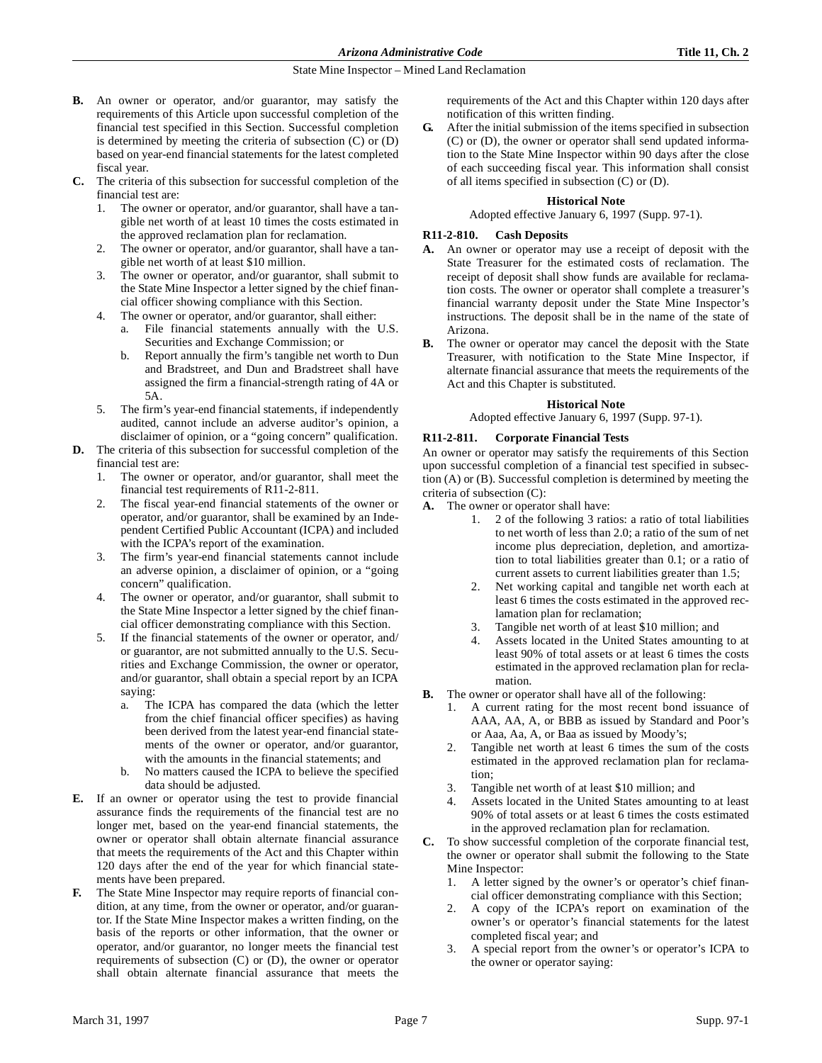**B.** An owner or operator, and/or guarantor, may satisfy the requirements of this Article upon successful completion of the financial test specified in this Section. Successful completion is determined by meeting the criteria of subsection (C) or (D) based on year-end financial statements for the latest completed fiscal year.

**C.** The criteria of this subsection for successful completion of the financial test are:

1. The owner or operator, and/or guarantor, shall have a tangible net worth of at least 10 times the costs estimated in the approved reclamation plan for reclamation.
2. The owner or operator, and/or guarantor, shall have a tangible net worth of at least $10 million.
3. The owner or operator, and/or guarantor, shall submit to the State Mine Inspector a letter signed by the chief financial officer showing compliance with this Section.
4. The owner or operator, and/or guarantor, shall either:
   a. File financial statements annually with the U.S. Securities and Exchange Commission; or
   b. Report annually the firm's tangible net worth to Dun and Bradstreet, and Dun and Bradstreet shall have assigned the firm a financial-strength rating of 4A or 5A.
5. The firm's year-end financial statements, if independently audited, cannot include an adverse auditor's opinion, a disclaimer of opinion, or a "going concern" qualification.

**D.** The criteria of this subsection for successful completion of the financial test are:

1. The owner or operator, and/or guarantor, shall meet the financial test requirements of R11-2-811.
2. The fiscal year-end financial statements of the owner or operator, and/or guarantor, shall be examined by an Independent Certified Public Accountant (ICPA) and included with the ICPA's report of the examination.
3. The firm's year-end financial statements cannot include an adverse opinion, a disclaimer of opinion, or a "going concern" qualification.
4. The owner or operator, and/or guarantor, shall submit to the State Mine Inspector a letter signed by the chief financial officer demonstrating compliance with this Section.
5. If the financial statements of the owner or operator, and/or guarantor, are not submitted annually to the U.S. Securities and Exchange Commission, the owner or operator, and/or guarantor, shall obtain a special report by an ICPA saying:
   a. The ICPA has compared the data (which the letter from the chief financial officer specifies) as having been derived from the latest year-end financial statements of the owner or operator, and/or guarantor, with the amounts in the financial statements; and
   b. No matters caused the ICPA to believe the specified data should be adjusted.

**E.** If an owner or operator using the test to provide financial assurance finds the requirements of the financial test are no longer met, based on the year-end financial statements, the owner or operator shall obtain alternate financial assurance that meets the requirements of the Act and this Chapter within 120 days after the end of the year for which financial statements have been prepared.

**F.** The State Mine Inspector may require reports of financial condition, at any time, from the owner or operator, and/or guarantor. If the State Mine Inspector makes a written finding, on the basis of the reports or other information, that the owner or operator, and/or guarantor, no longer meets the financial test requirements of subsection (C) or (D), the owner or operator shall obtain alternate financial assurance that meets the requirements of the Act and this Chapter within 120 days after notification of this written finding.

**G.** After the initial submission of the items specified in subsection (C) or (D), the owner or operator shall send updated information to the State Mine Inspector within 90 days after the close of each succeeding fiscal year. This information shall consist of all items specified in subsection (C) or (D).

**Historical Note**

Adopted effective January 6, 1997 (Supp. 97-1).

### R11-2-810. Cash Deposits

**A.** An owner or operator may use a receipt of deposit with the State Treasurer for the estimated costs of reclamation. The receipt of deposit shall show funds are available for reclamation costs. The owner or operator shall complete a treasurer's financial warranty deposit under the State Mine Inspector's instructions. The deposit shall be in the name of the state of Arizona.

**B.** The owner or operator may cancel the deposit with the State Treasurer, with notification to the State Mine Inspector, if alternate financial assurance that meets the requirements of the Act and this Chapter is substituted.

**Historical Note**

Adopted effective January 6, 1997 (Supp. 97-1).

### R11-2-811. Corporate Financial Tests

An owner or operator may satisfy the requirements of this Section upon successful completion of a financial test specified in subsection (A) or (B). Successful completion is determined by meeting the criteria of subsection (C):

**A.** The owner or operator shall have:

1. 2 of the following 3 ratios: a ratio of total liabilities to net worth of less than 2.0; a ratio of the sum of net income plus depreciation, depletion, and amortization to total liabilities greater than 0.1; or a ratio of current assets to current liabilities greater than 1.5;
2. Net working capital and tangible net worth each at least 6 times the costs estimated in the approved reclamation plan for reclamation;
3. Tangible net worth of at least $10 million; and
4. Assets located in the United States amounting to at least 90% of total assets or at least 6 times the costs estimated in the approved reclamation plan for reclamation.

**B.** The owner or operator shall have all of the following:

1. A current rating for the most recent bond issuance of AAA, AA, A, or BBB as issued by Standard and Poor's or Aaa, Aa, A, or Baa as issued by Moody's;
2. Tangible net worth at least 6 times the sum of the costs estimated in the approved reclamation plan for reclamation;
3. Tangible net worth of at least $10 million; and
4. Assets located in the United States amounting to at least 90% of total assets or at least 6 times the costs estimated in the approved reclamation plan for reclamation.

**C.** To show successful completion of the corporate financial test, the owner or operator shall submit the following to the State Mine Inspector:

1. A letter signed by the owner's or operator's chief financial officer demonstrating compliance with this Section;
2. A copy of the ICPA's report on examination of the owner's or operator's financial statements for the latest completed fiscal year; and
3. A special report from the owner's or operator's ICPA to the owner or operator saying: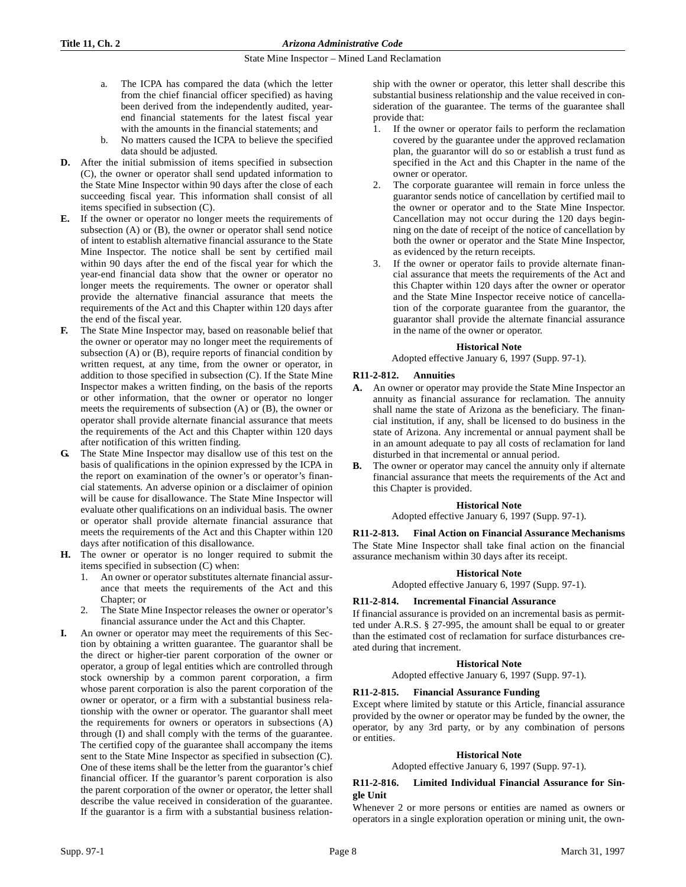a. The ICPA has compared the data (which the letter from the chief financial officer specified) as having been derived from the independently audited, year-end financial statements for the latest fiscal year with the amounts in the financial statements; and

b. No matters caused the ICPA to believe the specified data should be adjusted.

**D.** After the initial submission of items specified in subsection (C), the owner or operator shall send updated information to the State Mine Inspector within 90 days after the close of each succeeding fiscal year. This information shall consist of all items specified in subsection (C).

**E.** If the owner or operator no longer meets the requirements of subsection (A) or (B), the owner or operator shall send notice of intent to establish alternative financial assurance to the State Mine Inspector. The notice shall be sent by certified mail within 90 days after the end of the fiscal year for which the year-end financial data show that the owner or operator no longer meets the requirements. The owner or operator shall provide the alternative financial assurance that meets the requirements of the Act and this Chapter within 120 days after the end of the fiscal year.

**F.** The State Mine Inspector may, based on reasonable belief that the owner or operator may no longer meet the requirements of subsection (A) or (B), require reports of financial condition by written request, at any time, from the owner or operator, in addition to those specified in subsection (C). If the State Mine Inspector makes a written finding, on the basis of the reports or other information, that the owner or operator no longer meets the requirements of subsection (A) or (B), the owner or operator shall provide alternate financial assurance that meets the requirements of the Act and this Chapter within 120 days after notification of this written finding.

**G.** The State Mine Inspector may disallow use of this test on the basis of qualifications in the opinion expressed by the ICPA in the report on examination of the owner's or operator's financial statements. An adverse opinion or a disclaimer of opinion will be cause for disallowance. The State Mine Inspector will evaluate other qualifications on an individual basis. The owner or operator shall provide alternate financial assurance that meets the requirements of the Act and this Chapter within 120 days after notification of this disallowance.

**H.** The owner or operator is no longer required to submit the items specified in subsection (C) when:

1. An owner or operator substitutes alternate financial assurance that meets the requirements of the Act and this Chapter; or
2. The State Mine Inspector releases the owner or operator's financial assurance under the Act and this Chapter.

**I.** An owner or operator may meet the requirements of this Section by obtaining a written guarantee. The guarantor shall be the direct or higher-tier parent corporation of the owner or operator, a group of legal entities which are controlled through stock ownership by a common parent corporation, a firm whose parent corporation is also the parent corporation of the owner or operator, or a firm with a substantial business relationship with the owner or operator. The guarantor shall meet the requirements for owners or operators in subsections (A) through (I) and shall comply with the terms of the guarantee. The certified copy of the guarantee shall accompany the items sent to the State Mine Inspector as specified in subsection (C). One of these items shall be the letter from the guarantor's chief financial officer. If the guarantor's parent corporation is also the parent corporation of the owner or operator, the letter shall describe the value received in consideration of the guarantee. If the guarantor is a firm with a substantial business relationship with the owner or operator, this letter shall describe this substantial business relationship and the value received in consideration of the guarantee. The terms of the guarantee shall provide that:

1. If the owner or operator fails to perform the reclamation covered by the guarantee under the approved reclamation plan, the guarantor will do so or establish a trust fund as specified in the Act and this Chapter in the name of the owner or operator.
2. The corporate guarantee will remain in force unless the guarantor sends notice of cancellation by certified mail to the owner or operator and to the State Mine Inspector. Cancellation may not occur during the 120 days beginning on the date of receipt of the notice of cancellation by both the owner or operator and the State Mine Inspector, as evidenced by the return receipts.
3. If the owner or operator fails to provide alternate financial assurance that meets the requirements of the Act and this Chapter within 120 days after the owner or operator and the State Mine Inspector receive notice of cancellation of the corporate guarantee from the guarantor, the guarantor shall provide the alternate financial assurance in the name of the owner or operator.

**Historical Note**

Adopted effective January 6, 1997 (Supp. 97-1).

### R11-2-812. Annuities

**A.** An owner or operator may provide the State Mine Inspector an annuity as financial assurance for reclamation. The annuity shall name the state of Arizona as the beneficiary. The financial institution, if any, shall be licensed to do business in the state of Arizona. Any incremental or annual payment shall be in an amount adequate to pay all costs of reclamation for land disturbed in that incremental or annual period.

**B.** The owner or operator may cancel the annuity only if alternate financial assurance that meets the requirements of the Act and this Chapter is provided.

**Historical Note**

Adopted effective January 6, 1997 (Supp. 97-1).

### R11-2-813. Final Action on Financial Assurance Mechanisms

The State Mine Inspector shall take final action on the financial assurance mechanism within 30 days after its receipt.

**Historical Note**

Adopted effective January 6, 1997 (Supp. 97-1).

### R11-2-814. Incremental Financial Assurance

If financial assurance is provided on an incremental basis as permitted under A.R.S. § 27-995, the amount shall be equal to or greater than the estimated cost of reclamation for surface disturbances created during that increment.

**Historical Note**

Adopted effective January 6, 1997 (Supp. 97-1).

### R11-2-815. Financial Assurance Funding

Except where limited by statute or this Article, financial assurance provided by the owner or operator may be funded by the owner, the operator, by any 3rd party, or by any combination of persons or entities.

**Historical Note**

Adopted effective January 6, 1997 (Supp. 97-1).

### R11-2-816. Limited Individual Financial Assurance for Single Unit

Whenever 2 or more persons or entities are named as owners or operators in a single exploration operation or mining unit, the own-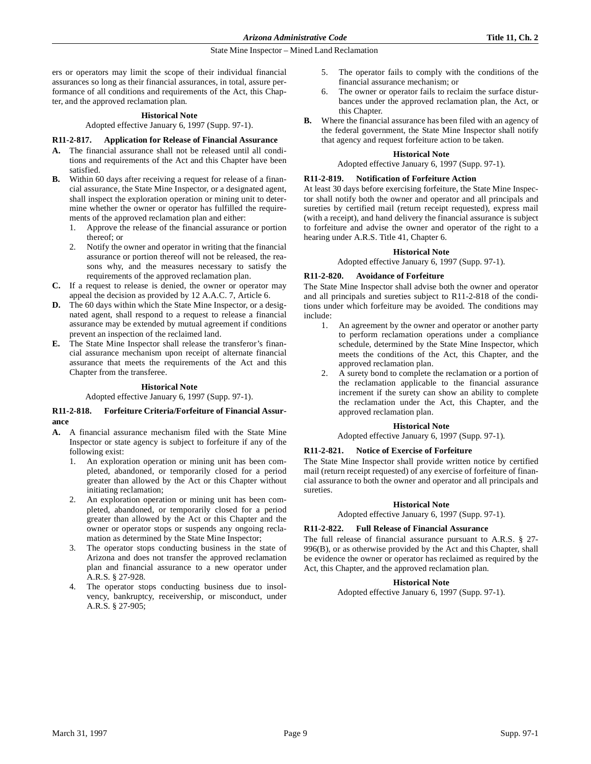ers or operators may limit the scope of their individual financial assurances so long as their financial assurances, in total, assure performance of all conditions and requirements of the Act, this Chapter, and the approved reclamation plan.

**Historical Note**

Adopted effective January 6, 1997 (Supp. 97-1).

### R11-2-817. Application for Release of Financial Assurance

**A.** The financial assurance shall not be released until all conditions and requirements of the Act and this Chapter have been satisfied.

**B.** Within 60 days after receiving a request for release of a financial assurance, the State Mine Inspector, or a designated agent, shall inspect the exploration operation or mining unit to determine whether the owner or operator has fulfilled the requirements of the approved reclamation plan and either:

1. Approve the release of the financial assurance or portion thereof; or
2. Notify the owner and operator in writing that the financial assurance or portion thereof will not be released, the reasons why, and the measures necessary to satisfy the requirements of the approved reclamation plan.

**C.** If a request to release is denied, the owner or operator may appeal the decision as provided by 12 A.A.C. 7, Article 6.

**D.** The 60 days within which the State Mine Inspector, or a designated agent, shall respond to a request to release a financial assurance may be extended by mutual agreement if conditions prevent an inspection of the reclaimed land.

**E.** The State Mine Inspector shall release the transferor's financial assurance mechanism upon receipt of alternate financial assurance that meets the requirements of the Act and this Chapter from the transferee.

**Historical Note**

Adopted effective January 6, 1997 (Supp. 97-1).

### R11-2-818. Forfeiture Criteria/Forfeiture of Financial Assurance

**A.** A financial assurance mechanism filed with the State Mine Inspector or state agency is subject to forfeiture if any of the following exist:

1. An exploration operation or mining unit has been completed, abandoned, or temporarily closed for a period greater than allowed by the Act or this Chapter without initiating reclamation;
2. An exploration operation or mining unit has been completed, abandoned, or temporarily closed for a period greater than allowed by the Act or this Chapter and the owner or operator stops or suspends any ongoing reclamation as determined by the State Mine Inspector;
3. The operator stops conducting business in the state of Arizona and does not transfer the approved reclamation plan and financial assurance to a new operator under A.R.S. § 27-928.
4. The operator stops conducting business due to insolvency, bankruptcy, receivership, or misconduct, under A.R.S. § 27-905;
5. The operator fails to comply with the conditions of the financial assurance mechanism; or
6. The owner or operator fails to reclaim the surface disturbances under the approved reclamation plan, the Act, or this Chapter.

**B.** Where the financial assurance has been filed with an agency of the federal government, the State Mine Inspector shall notify that agency and request forfeiture action to be taken.

**Historical Note**

Adopted effective January 6, 1997 (Supp. 97-1).

### R11-2-819. Notification of Forfeiture Action

At least 30 days before exercising forfeiture, the State Mine Inspector shall notify both the owner and operator and all principals and sureties by certified mail (return receipt requested), express mail (with a receipt), and hand delivery the financial assurance is subject to forfeiture and advise the owner and operator of the right to a hearing under A.R.S. Title 41, Chapter 6.

**Historical Note**

Adopted effective January 6, 1997 (Supp. 97-1).

### R11-2-820. Avoidance of Forfeiture

The State Mine Inspector shall advise both the owner and operator and all principals and sureties subject to R11-2-818 of the conditions under which forfeiture may be avoided. The conditions may include:

1. An agreement by the owner and operator or another party to perform reclamation operations under a compliance schedule, determined by the State Mine Inspector, which meets the conditions of the Act, this Chapter, and the approved reclamation plan.
2. A surety bond to complete the reclamation or a portion of the reclamation applicable to the financial assurance increment if the surety can show an ability to complete the reclamation under the Act, this Chapter, and the approved reclamation plan.

**Historical Note**

Adopted effective January 6, 1997 (Supp. 97-1).

### R11-2-821. Notice of Exercise of Forfeiture

The State Mine Inspector shall provide written notice by certified mail (return receipt requested) of any exercise of forfeiture of financial assurance to both the owner and operator and all principals and sureties.

**Historical Note**

Adopted effective January 6, 1997 (Supp. 97-1).

### R11-2-822. Full Release of Financial Assurance

The full release of financial assurance pursuant to A.R.S. § 27-996(B), or as otherwise provided by the Act and this Chapter, shall be evidence the owner or operator has reclaimed as required by the Act, this Chapter, and the approved reclamation plan.

**Historical Note**

Adopted effective January 6, 1997 (Supp. 97-1).